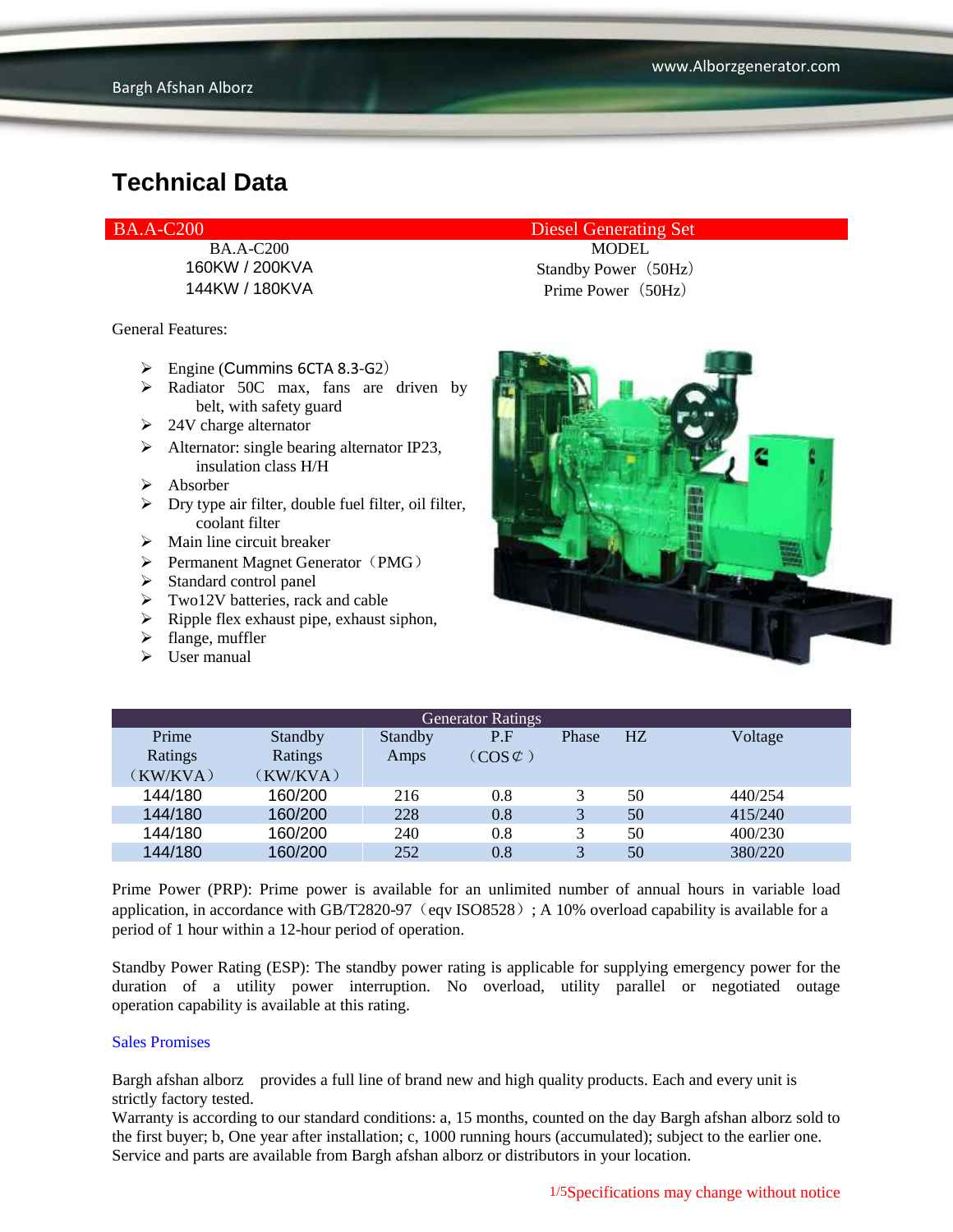# Technical Data

| BA.A-C200 | Diesel Generating Set |
|---|---|
| BA.A-C200 | MODEL |
| 160KW / 200KVA | Standby Power（50Hz） |
| 144KW / 180KVA | Prime Power（50Hz） |

General Features:

- Engine (Cummins 6CTA 8.3-G2）
- Radiator 50C max, fans are driven by belt, with safety guard
- 24V charge alternator
- Alternator: single bearing alternator IP23, insulation class H/H
- Absorber
- Dry type air filter, double fuel filter, oil filter, coolant filter
- Main line circuit breaker
- Permanent Magnet Generator（PMG）
- Standard control panel
- Two12V batteries, rack and cable
- Ripple flex exhaust pipe, exhaust siphon,
- flange, muffler
- User manual

| Generator Ratings | | | | | | |
|---|---|---|---|---|---|---|
| Prime Ratings（KW/KVA） | Standby Ratings（KW/KVA） | Standby Amps | P.F（COS¢） | Phase | HZ | Voltage |
| 144/180 | 160/200 | 216 | 0.8 | 3 | 50 | 440/254 |
| 144/180 | 160/200 | 228 | 0.8 | 3 | 50 | 415/240 |
| 144/180 | 160/200 | 240 | 0.8 | 3 | 50 | 400/230 |
| 144/180 | 160/200 | 252 | 0.8 | 3 | 50 | 380/220 |

Prime Power (PRP): Prime power is available for an unlimited number of annual hours in variable load application, in accordance with GB/T2820-97（eqv ISO8528）; A 10% overload capability is available for a period of 1 hour within a 12-hour period of operation.

Standby Power Rating (ESP): The standby power rating is applicable for supplying emergency power for the duration of a utility power interruption. No overload, utility parallel or negotiated outage operation capability is available at this rating.

Sales Promises

Bargh afshan alborz provides a full line of brand new and high quality products. Each and every unit is strictly factory tested.
Warranty is according to our standard conditions: a, 15 months, counted on the day Bargh afshan alborz sold to the first buyer; b, One year after installation; c, 1000 running hours (accumulated); subject to the earlier one.
Service and parts are available from Bargh afshan alborz or distributors in your location.

Specifications may change without notice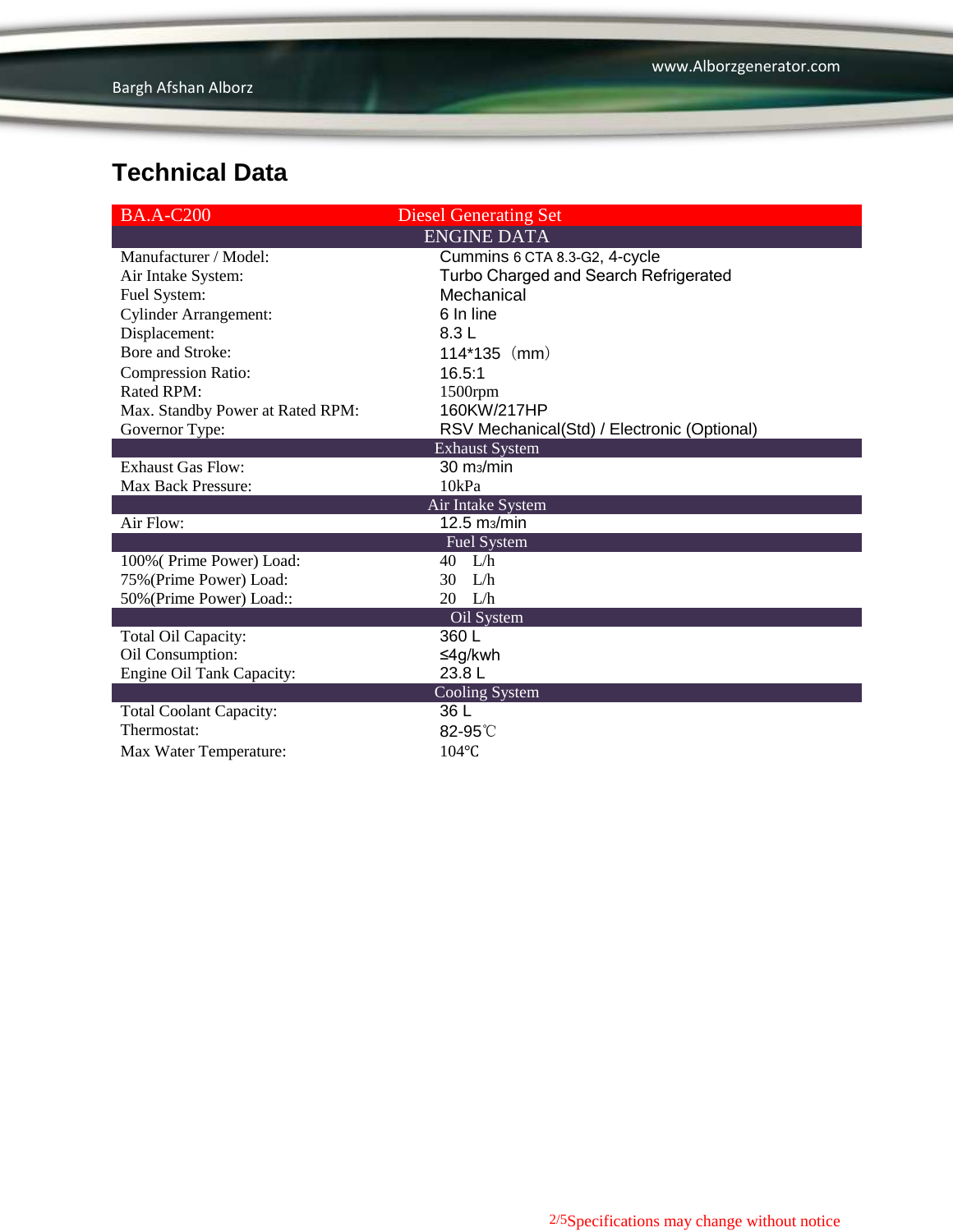## Technical Data

| BA.A-C200 | Diesel Generating Set |
|---|---|
| **ENGINE DATA** | |
| Manufacturer / Model: | Cummins 6 CTA 8.3-G2, 4-cycle |
| Air Intake System: | Turbo Charged and Search Refrigerated |
| Fuel System: | Mechanical |
| Cylinder Arrangement: | 6 In line |
| Displacement: | 8.3 L |
| Bore and Stroke: | 114*135（mm） |
| Compression Ratio: | 16.5:1 |
| Rated RPM: | 1500rpm |
| Max. Standby Power at Rated RPM: | 160KW/217HP |
| Governor Type: | RSV Mechanical(Std) / Electronic (Optional) |
| **Exhaust System** | |
| Exhaust Gas Flow: | 30 $m^3$/min |
| Max Back Pressure: | 10kPa |
| **Air Intake System** | |
| Air Flow: | 12.5 $m^3$/min |
| **Fuel System** | |
| 100%( Prime Power) Load: | 40 L/h |
| 75%(Prime Power) Load: | 30 L/h |
| 50%(Prime Power) Load:: | 20 L/h |
| **Oil System** | |
| Total Oil Capacity: | 360 L |
| Oil Consumption: | ≤4g/kwh |
| Engine Oil Tank Capacity: | 23.8 L |
| **Cooling System** | |
| Total Coolant Capacity: | 36 L |
| Thermostat: | 82-95℃ |
| Max Water Temperature: | 104℃ |

Specifications may change without notice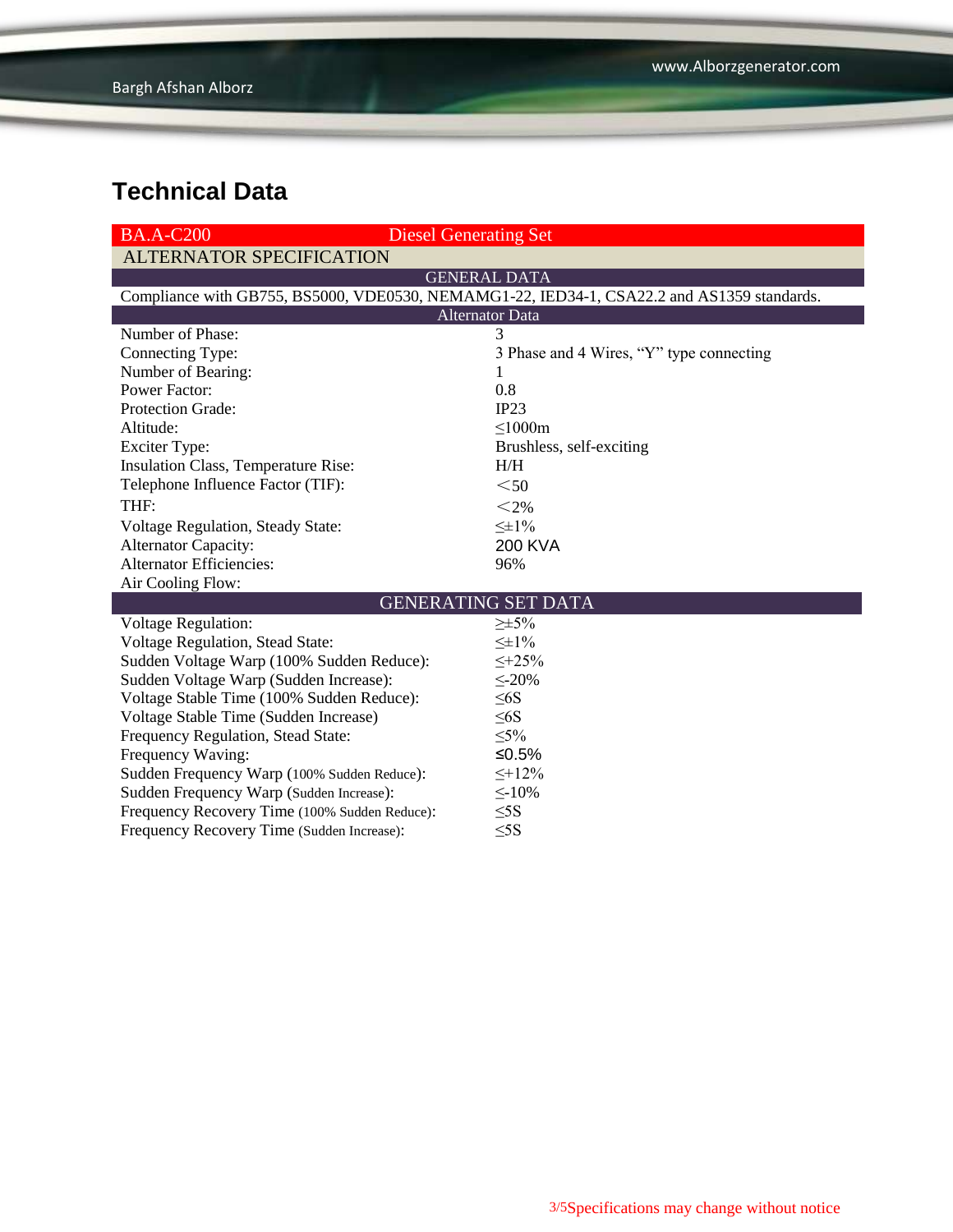# Technical Data

| BA.A-C200 | Diesel Generating Set |
|---|---|
| **ALTERNATOR SPECIFICATION** | |
| **GENERAL DATA** | |
| Compliance with GB755, BS5000, VDE0530, NEMAMG1-22, IED34-1, CSA22.2 and AS1359 standards. | |
| **Alternator Data** | |
| Number of Phase: | 3 |
| Connecting Type: | 3 Phase and 4 Wires, “Y” type connecting |
| Number of Bearing: | 1 |
| Power Factor: | 0.8 |
| Protection Grade: | IP23 |
| Altitude: | ≤1000m |
| Exciter Type: | Brushless, self-exciting |
| Insulation Class, Temperature Rise: | H/H |
| Telephone Influence Factor (TIF): | <50 |
| THF: | <2% |
| Voltage Regulation, Steady State: | ≤±1% |
| Alternator Capacity: | 200 KVA |
| Alternator Efficiencies: | 96% |
| Air Cooling Flow: | |
| **GENERATING SET DATA** | |
| Voltage Regulation: | ≥±5% |
| Voltage Regulation, Stead State: | ≤±1% |
| Sudden Voltage Warp (100% Sudden Reduce): | ≤+25% |
| Sudden Voltage Warp (Sudden Increase): | ≤-20% |
| Voltage Stable Time (100% Sudden Reduce): | ≤6S |
| Voltage Stable Time (Sudden Increase) | ≤6S |
| Frequency Regulation, Stead State: | ≤5% |
| Frequency Waving: | ≤0.5% |
| Sudden Frequency Warp (100% Sudden Reduce): | ≤+12% |
| Sudden Frequency Warp (Sudden Increase): | ≤-10% |
| Frequency Recovery Time (100% Sudden Reduce): | ≤5S |
| Frequency Recovery Time (Sudden Increase): | ≤5S |

Specifications may change without notice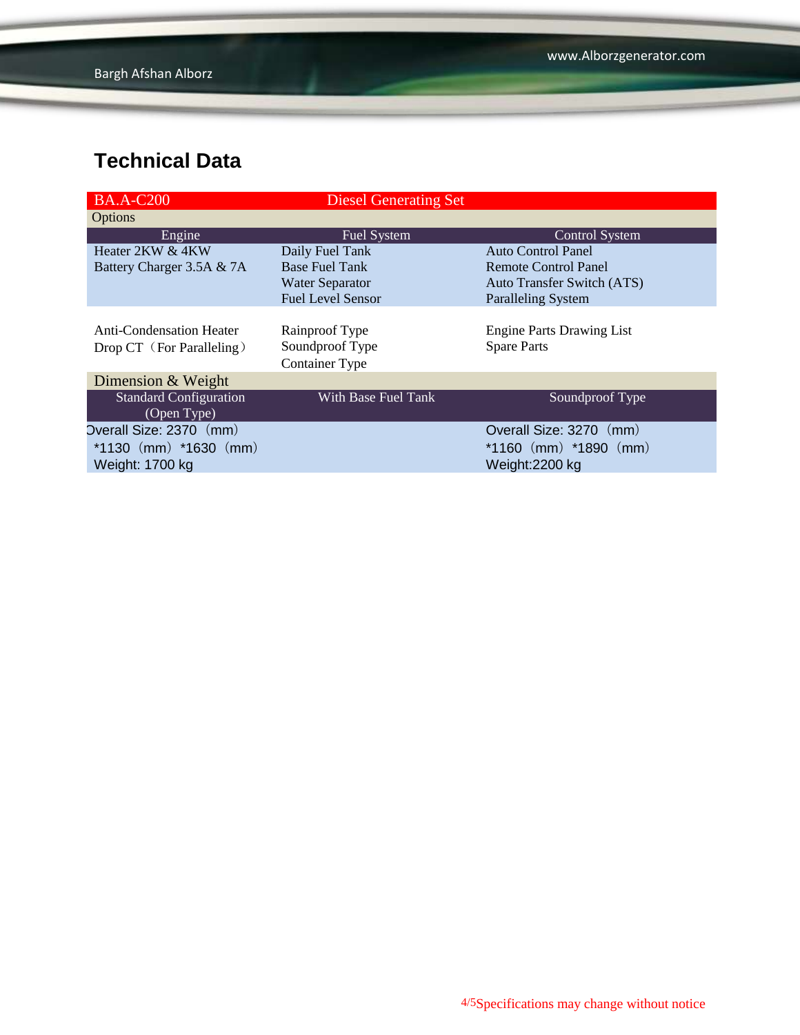## Technical Data

| BA.A-C200 | Diesel Generating Set | |
|---|---|---|
| Options | | |
| Engine | Fuel System | Control System |
| Heater 2KW & 4KW<br>Battery Charger 3.5A & 7A | Daily Fuel Tank<br>Base Fuel Tank<br>Water Separator<br>Fuel Level Sensor | Auto Control Panel<br>Remote Control Panel<br>Auto Transfer Switch (ATS)<br>Paralleling System |
| Anti-Condensation Heater<br>Drop CT（For Paralleling） | Rainproof Type<br>Soundproof Type<br>Container Type | Engine Parts Drawing List<br>Spare Parts |
| Dimension & Weight | | |
| Standard Configuration (Open Type) | With Base Fuel Tank | Soundproof Type |
| Overall Size: 2370（mm）*1130（mm）*1630（mm）<br>Weight: 1700 kg | | Overall Size: 3270（mm）*1160（mm）*1890（mm）<br>Weight:2200 kg |

Specifications may change without notice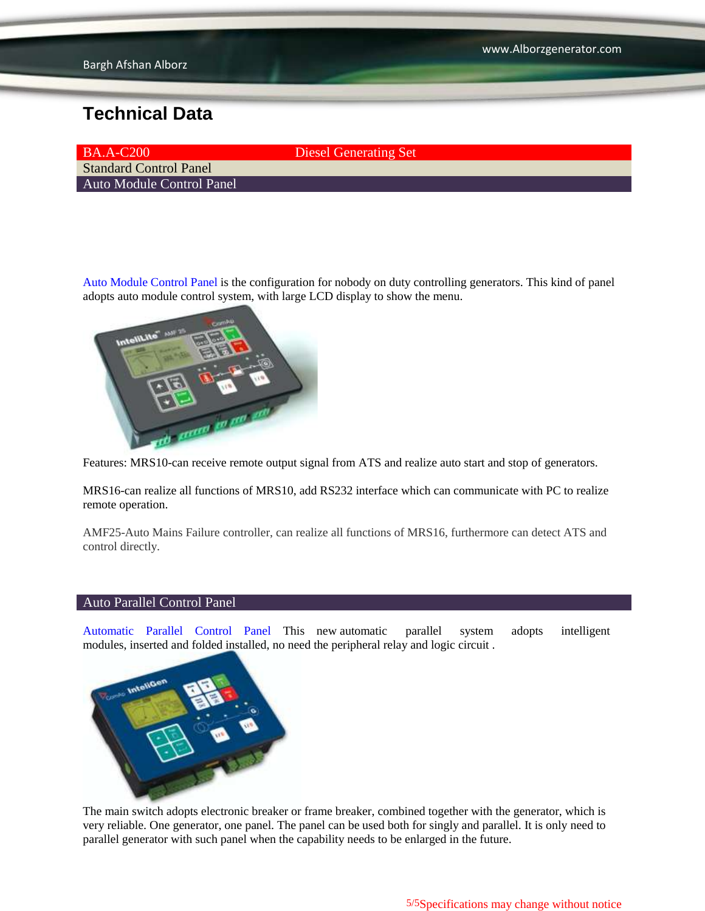# Technical Data

| | |
|---|---|
| BA.A-C200 | Diesel Generating Set |
| Standard Control Panel | |
| Auto Module Control Panel | |

Auto Module Control Panel is the configuration for nobody on duty controlling generators. This kind of panel adopts auto module control system, with large LCD display to show the menu.

Features: MRS10-can receive remote output signal from ATS and realize auto start and stop of generators.

MRS16-can realize all functions of MRS10, add RS232 interface which can communicate with PC to realize remote operation.

AMF25-Auto Mains Failure controller, can realize all functions of MRS16, furthermore can detect ATS and control directly.

## Auto Parallel Control Panel

Automatic Parallel Control Panel This new automatic parallel system adopts intelligent modules, inserted and folded installed, no need the peripheral relay and logic circuit .

The main switch adopts electronic breaker or frame breaker, combined together with the generator, which is very reliable. One generator, one panel. The panel can be used both for singly and parallel. It is only need to parallel generator with such panel when the capability needs to be enlarged in the future.

Specifications may change without notice